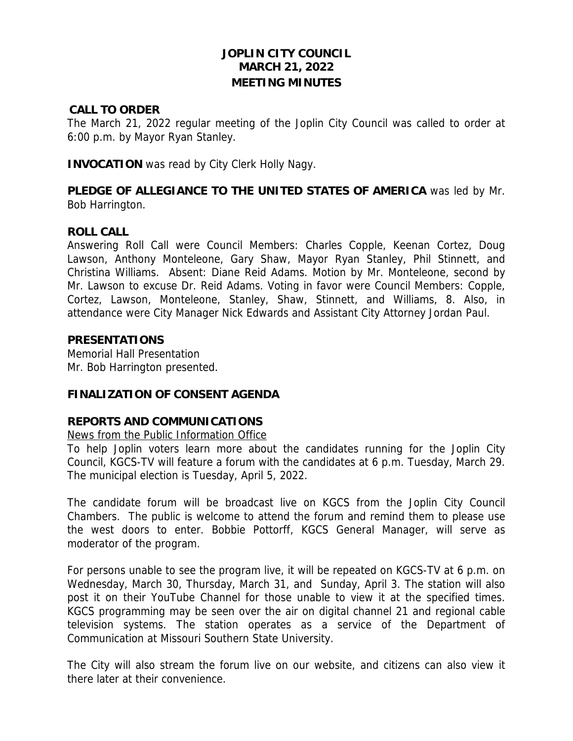# JOPLIN CITY COUNCIL
## MARCH 21, 2022
## MEETING MINUTES

**CALL TO ORDER**

The March 21, 2022 regular meeting of the Joplin City Council was called to order at 6:00 p.m. by Mayor Ryan Stanley.

**INVOCATION** was read by City Clerk Holly Nagy.

**PLEDGE OF ALLEGIANCE TO THE UNITED STATES OF AMERICA** was led by Mr. Bob Harrington.

**ROLL CALL**

Answering Roll Call were Council Members: Charles Copple, Keenan Cortez, Doug Lawson, Anthony Monteleone, Gary Shaw, Mayor Ryan Stanley, Phil Stinnett, and Christina Williams. Absent: Diane Reid Adams. Motion by Mr. Monteleone, second by Mr. Lawson to excuse Dr. Reid Adams. Voting in favor were Council Members: Copple, Cortez, Lawson, Monteleone, Stanley, Shaw, Stinnett, and Williams, 8. Also, in attendance were City Manager Nick Edwards and Assistant City Attorney Jordan Paul.

**PRESENTATIONS**

Memorial Hall Presentation
Mr. Bob Harrington presented.

**FINALIZATION OF CONSENT AGENDA**

**REPORTS AND COMMUNICATIONS**

News from the Public Information Office

To help Joplin voters learn more about the candidates running for the Joplin City Council, KGCS-TV will feature a forum with the candidates at 6 p.m. Tuesday, March 29. The municipal election is Tuesday, April 5, 2022.

The candidate forum will be broadcast live on KGCS from the Joplin City Council Chambers. The public is welcome to attend the forum and remind them to please use the west doors to enter. Bobbie Pottorff, KGCS General Manager, will serve as moderator of the program.

For persons unable to see the program live, it will be repeated on KGCS-TV at 6 p.m. on Wednesday, March 30, Thursday, March 31, and Sunday, April 3. The station will also post it on their YouTube Channel for those unable to view it at the specified times. KGCS programming may be seen over the air on digital channel 21 and regional cable television systems. The station operates as a service of the Department of Communication at Missouri Southern State University.

The City will also stream the forum live on our website, and citizens can also view it there later at their convenience.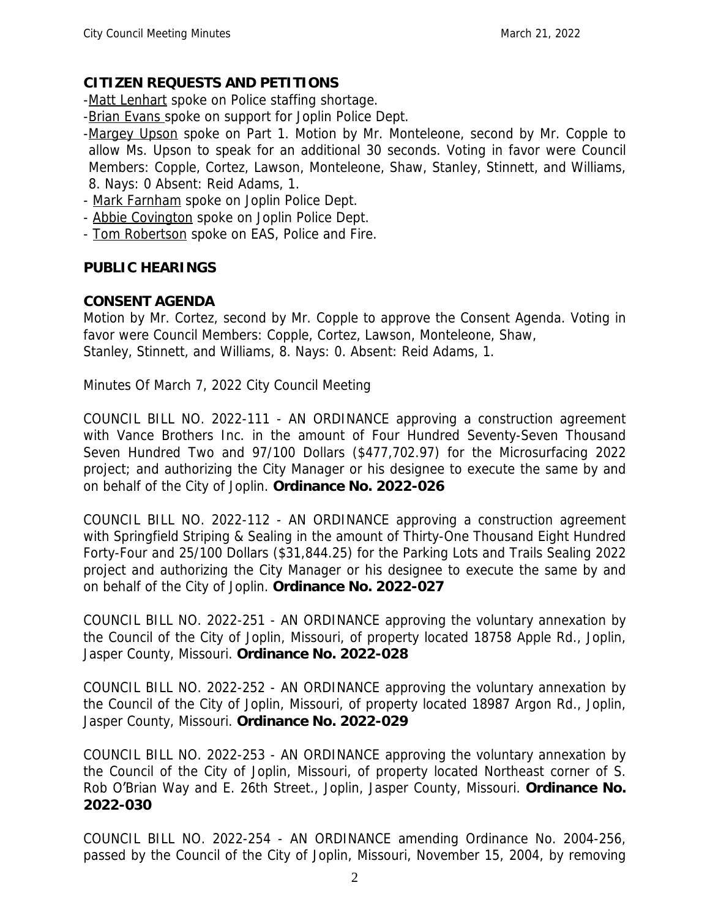## CITIZEN REQUESTS AND PETITIONS

- Matt Lenhart spoke on Police staffing shortage.
- Brian Evans spoke on support for Joplin Police Dept.
- Margey Upson spoke on Part 1. Motion by Mr. Monteleone, second by Mr. Copple to allow Ms. Upson to speak for an additional 30 seconds. Voting in favor were Council Members: Copple, Cortez, Lawson, Monteleone, Shaw, Stanley, Stinnett, and Williams, 8. Nays: 0 Absent: Reid Adams, 1.
- Mark Farnham spoke on Joplin Police Dept.
- Abbie Covington spoke on Joplin Police Dept.
- Tom Robertson spoke on EAS, Police and Fire.

## PUBLIC HEARINGS

## CONSENT AGENDA

Motion by Mr. Cortez, second by Mr. Copple to approve the Consent Agenda. Voting in favor were Council Members: Copple, Cortez, Lawson, Monteleone, Shaw, Stanley, Stinnett, and Williams, 8. Nays: 0. Absent: Reid Adams, 1.

Minutes Of March 7, 2022 City Council Meeting

COUNCIL BILL NO. 2022-111 - AN ORDINANCE approving a construction agreement with Vance Brothers Inc. in the amount of Four Hundred Seventy-Seven Thousand Seven Hundred Two and 97/100 Dollars ($477,702.97) for the Microsurfacing 2022 project; and authorizing the City Manager or his designee to execute the same by and on behalf of the City of Joplin. **Ordinance No. 2022-026**

COUNCIL BILL NO. 2022-112 - AN ORDINANCE approving a construction agreement with Springfield Striping & Sealing in the amount of Thirty-One Thousand Eight Hundred Forty-Four and 25/100 Dollars ($31,844.25) for the Parking Lots and Trails Sealing 2022 project and authorizing the City Manager or his designee to execute the same by and on behalf of the City of Joplin. **Ordinance No. 2022-027**

COUNCIL BILL NO. 2022-251 - AN ORDINANCE approving the voluntary annexation by the Council of the City of Joplin, Missouri, of property located 18758 Apple Rd., Joplin, Jasper County, Missouri. **Ordinance No. 2022-028**

COUNCIL BILL NO. 2022-252 - AN ORDINANCE approving the voluntary annexation by the Council of the City of Joplin, Missouri, of property located 18987 Argon Rd., Joplin, Jasper County, Missouri. **Ordinance No. 2022-029**

COUNCIL BILL NO. 2022-253 - AN ORDINANCE approving the voluntary annexation by the Council of the City of Joplin, Missouri, of property located Northeast corner of S. Rob O'Brian Way and E. 26th Street., Joplin, Jasper County, Missouri. **Ordinance No. 2022-030**

COUNCIL BILL NO. 2022-254 - AN ORDINANCE amending Ordinance No. 2004-256, passed by the Council of the City of Joplin, Missouri, November 15, 2004, by removing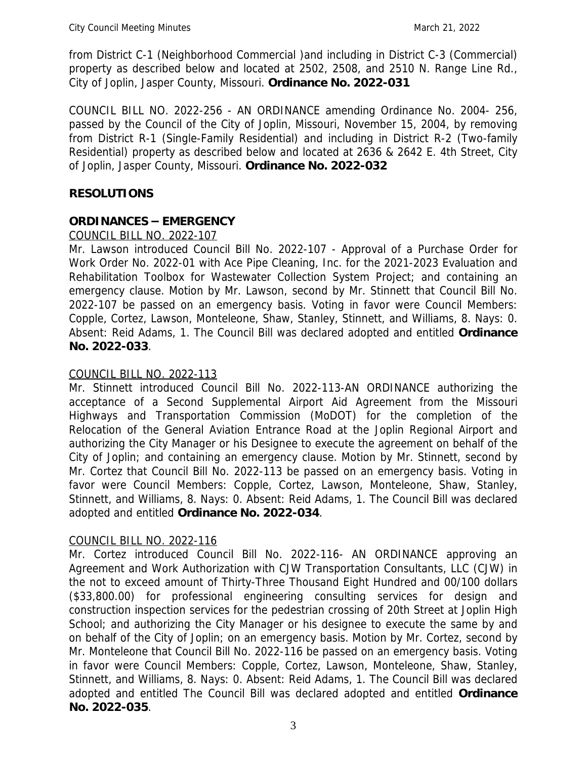from District C-1 (Neighborhood Commercial )and including in District C-3 (Commercial) property as described below and located at 2502, 2508, and 2510 N. Range Line Rd., City of Joplin, Jasper County, Missouri. **Ordinance No. 2022-031**

COUNCIL BILL NO. 2022-256 - AN ORDINANCE amending Ordinance No. 2004- 256, passed by the Council of the City of Joplin, Missouri, November 15, 2004, by removing from District R-1 (Single-Family Residential) and including in District R-2 (Two-family Residential) property as described below and located at 2636 & 2642 E. 4th Street, City of Joplin, Jasper County, Missouri. **Ordinance No. 2022-032**

## RESOLUTIONS

## ORDINANCES – EMERGENCY

COUNCIL BILL NO. 2022-107

Mr. Lawson introduced Council Bill No. 2022-107 - Approval of a Purchase Order for Work Order No. 2022-01 with Ace Pipe Cleaning, Inc. for the 2021-2023 Evaluation and Rehabilitation Toolbox for Wastewater Collection System Project; and containing an emergency clause. Motion by Mr. Lawson, second by Mr. Stinnett that Council Bill No. 2022-107 be passed on an emergency basis. Voting in favor were Council Members: Copple, Cortez, Lawson, Monteleone, Shaw, Stanley, Stinnett, and Williams, 8. Nays: 0. Absent: Reid Adams, 1. The Council Bill was declared adopted and entitled **Ordinance No. 2022-033**.

COUNCIL BILL NO. 2022-113

Mr. Stinnett introduced Council Bill No. 2022-113-AN ORDINANCE authorizing the acceptance of a Second Supplemental Airport Aid Agreement from the Missouri Highways and Transportation Commission (MoDOT) for the completion of the Relocation of the General Aviation Entrance Road at the Joplin Regional Airport and authorizing the City Manager or his Designee to execute the agreement on behalf of the City of Joplin; and containing an emergency clause. Motion by Mr. Stinnett, second by Mr. Cortez that Council Bill No. 2022-113 be passed on an emergency basis. Voting in favor were Council Members: Copple, Cortez, Lawson, Monteleone, Shaw, Stanley, Stinnett, and Williams, 8. Nays: 0. Absent: Reid Adams, 1. The Council Bill was declared adopted and entitled **Ordinance No. 2022-034**.

COUNCIL BILL NO. 2022-116

Mr. Cortez introduced Council Bill No. 2022-116- AN ORDINANCE approving an Agreement and Work Authorization with CJW Transportation Consultants, LLC (CJW) in the not to exceed amount of Thirty-Three Thousand Eight Hundred and 00/100 dollars ($33,800.00) for professional engineering consulting services for design and construction inspection services for the pedestrian crossing of 20th Street at Joplin High School; and authorizing the City Manager or his designee to execute the same by and on behalf of the City of Joplin; on an emergency basis. Motion by Mr. Cortez, second by Mr. Monteleone that Council Bill No. 2022-116 be passed on an emergency basis. Voting in favor were Council Members: Copple, Cortez, Lawson, Monteleone, Shaw, Stanley, Stinnett, and Williams, 8. Nays: 0. Absent: Reid Adams, 1. The Council Bill was declared adopted and entitled The Council Bill was declared adopted and entitled **Ordinance No. 2022-035**.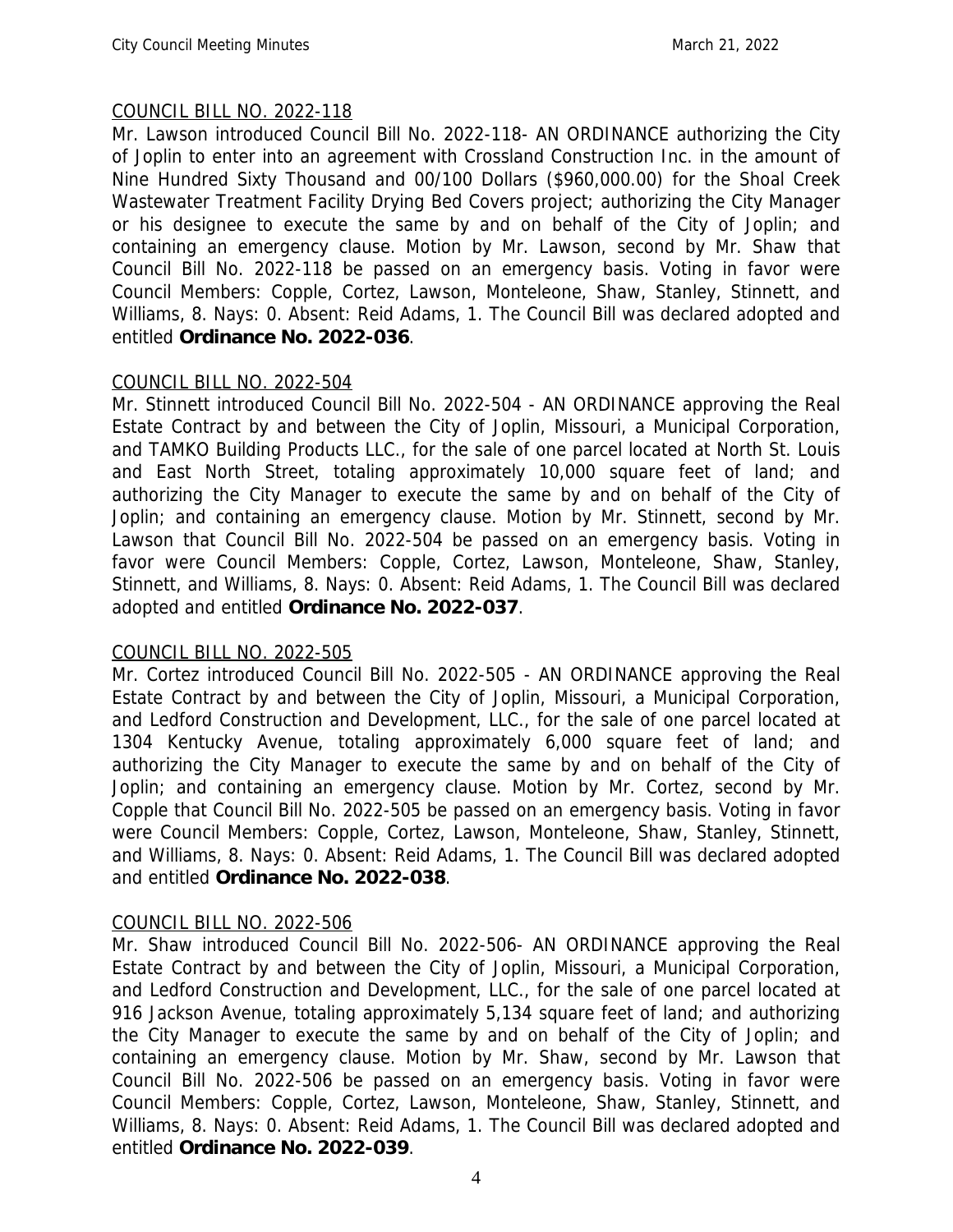## COUNCIL BILL NO. 2022-118

Mr. Lawson introduced Council Bill No. 2022-118- AN ORDINANCE authorizing the City of Joplin to enter into an agreement with Crossland Construction Inc. in the amount of Nine Hundred Sixty Thousand and 00/100 Dollars ($960,000.00) for the Shoal Creek Wastewater Treatment Facility Drying Bed Covers project; authorizing the City Manager or his designee to execute the same by and on behalf of the City of Joplin; and containing an emergency clause. Motion by Mr. Lawson, second by Mr. Shaw that Council Bill No. 2022-118 be passed on an emergency basis. Voting in favor were Council Members: Copple, Cortez, Lawson, Monteleone, Shaw, Stanley, Stinnett, and Williams, 8. Nays: 0. Absent: Reid Adams, 1. The Council Bill was declared adopted and entitled **Ordinance No. 2022-036**.

## COUNCIL BILL NO. 2022-504

Mr. Stinnett introduced Council Bill No. 2022-504 - AN ORDINANCE approving the Real Estate Contract by and between the City of Joplin, Missouri, a Municipal Corporation, and TAMKO Building Products LLC., for the sale of one parcel located at North St. Louis and East North Street, totaling approximately 10,000 square feet of land; and authorizing the City Manager to execute the same by and on behalf of the City of Joplin; and containing an emergency clause. Motion by Mr. Stinnett, second by Mr. Lawson that Council Bill No. 2022-504 be passed on an emergency basis. Voting in favor were Council Members: Copple, Cortez, Lawson, Monteleone, Shaw, Stanley, Stinnett, and Williams, 8. Nays: 0. Absent: Reid Adams, 1. The Council Bill was declared adopted and entitled **Ordinance No. 2022-037**.

## COUNCIL BILL NO. 2022-505

Mr. Cortez introduced Council Bill No. 2022-505 - AN ORDINANCE approving the Real Estate Contract by and between the City of Joplin, Missouri, a Municipal Corporation, and Ledford Construction and Development, LLC., for the sale of one parcel located at 1304 Kentucky Avenue, totaling approximately 6,000 square feet of land; and authorizing the City Manager to execute the same by and on behalf of the City of Joplin; and containing an emergency clause. Motion by Mr. Cortez, second by Mr. Copple that Council Bill No. 2022-505 be passed on an emergency basis. Voting in favor were Council Members: Copple, Cortez, Lawson, Monteleone, Shaw, Stanley, Stinnett, and Williams, 8. Nays: 0. Absent: Reid Adams, 1. The Council Bill was declared adopted and entitled **Ordinance No. 2022-038**.

## COUNCIL BILL NO. 2022-506

Mr. Shaw introduced Council Bill No. 2022-506- AN ORDINANCE approving the Real Estate Contract by and between the City of Joplin, Missouri, a Municipal Corporation, and Ledford Construction and Development, LLC., for the sale of one parcel located at 916 Jackson Avenue, totaling approximately 5,134 square feet of land; and authorizing the City Manager to execute the same by and on behalf of the City of Joplin; and containing an emergency clause. Motion by Mr. Shaw, second by Mr. Lawson that Council Bill No. 2022-506 be passed on an emergency basis. Voting in favor were Council Members: Copple, Cortez, Lawson, Monteleone, Shaw, Stanley, Stinnett, and Williams, 8. Nays: 0. Absent: Reid Adams, 1. The Council Bill was declared adopted and entitled **Ordinance No. 2022-039**.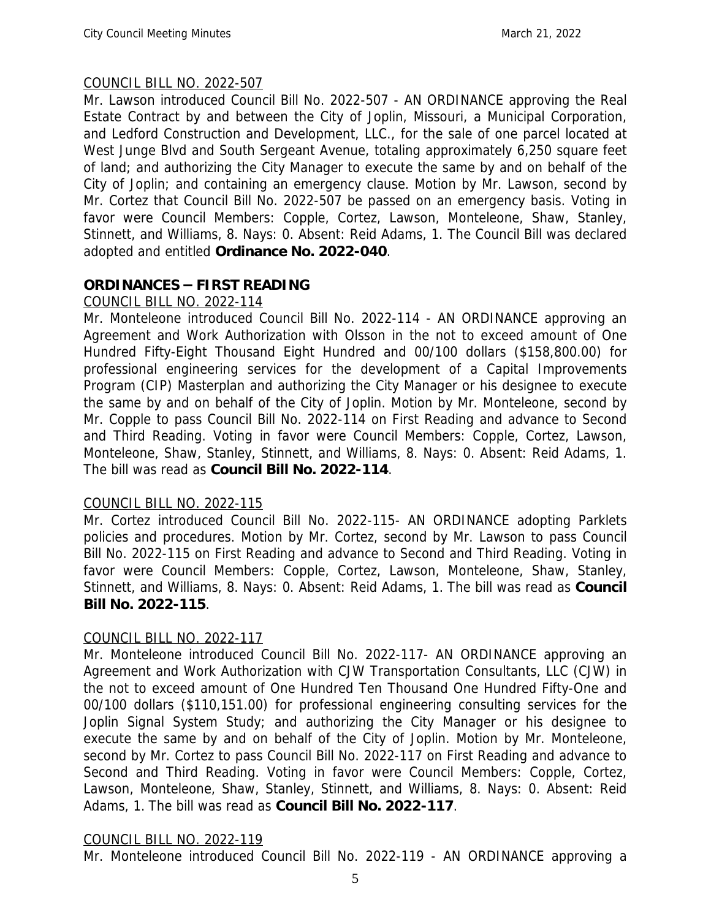COUNCIL BILL NO. 2022-507

Mr. Lawson introduced Council Bill No. 2022-507 - AN ORDINANCE approving the Real Estate Contract by and between the City of Joplin, Missouri, a Municipal Corporation, and Ledford Construction and Development, LLC., for the sale of one parcel located at West Junge Blvd and South Sergeant Avenue, totaling approximately 6,250 square feet of land; and authorizing the City Manager to execute the same by and on behalf of the City of Joplin; and containing an emergency clause. Motion by Mr. Lawson, second by Mr. Cortez that Council Bill No. 2022-507 be passed on an emergency basis. Voting in favor were Council Members: Copple, Cortez, Lawson, Monteleone, Shaw, Stanley, Stinnett, and Williams, 8. Nays: 0. Absent: Reid Adams, 1. The Council Bill was declared adopted and entitled **Ordinance No. 2022-040**.

## ORDINANCES – FIRST READING

COUNCIL BILL NO. 2022-114

Mr. Monteleone introduced Council Bill No. 2022-114 - AN ORDINANCE approving an Agreement and Work Authorization with Olsson in the not to exceed amount of One Hundred Fifty-Eight Thousand Eight Hundred and 00/100 dollars ($158,800.00) for professional engineering services for the development of a Capital Improvements Program (CIP) Masterplan and authorizing the City Manager or his designee to execute the same by and on behalf of the City of Joplin. Motion by Mr. Monteleone, second by Mr. Copple to pass Council Bill No. 2022-114 on First Reading and advance to Second and Third Reading. Voting in favor were Council Members: Copple, Cortez, Lawson, Monteleone, Shaw, Stanley, Stinnett, and Williams, 8. Nays: 0. Absent: Reid Adams, 1. The bill was read as **Council Bill No. 2022-114**.

COUNCIL BILL NO. 2022-115

Mr. Cortez introduced Council Bill No. 2022-115- AN ORDINANCE adopting Parklets policies and procedures. Motion by Mr. Cortez, second by Mr. Lawson to pass Council Bill No. 2022-115 on First Reading and advance to Second and Third Reading. Voting in favor were Council Members: Copple, Cortez, Lawson, Monteleone, Shaw, Stanley, Stinnett, and Williams, 8. Nays: 0. Absent: Reid Adams, 1. The bill was read as **Council Bill No. 2022-115**.

COUNCIL BILL NO. 2022-117

Mr. Monteleone introduced Council Bill No. 2022-117- AN ORDINANCE approving an Agreement and Work Authorization with CJW Transportation Consultants, LLC (CJW) in the not to exceed amount of One Hundred Ten Thousand One Hundred Fifty-One and 00/100 dollars ($110,151.00) for professional engineering consulting services for the Joplin Signal System Study; and authorizing the City Manager or his designee to execute the same by and on behalf of the City of Joplin. Motion by Mr. Monteleone, second by Mr. Cortez to pass Council Bill No. 2022-117 on First Reading and advance to Second and Third Reading. Voting in favor were Council Members: Copple, Cortez, Lawson, Monteleone, Shaw, Stanley, Stinnett, and Williams, 8. Nays: 0. Absent: Reid Adams, 1. The bill was read as **Council Bill No. 2022-117**.

COUNCIL BILL NO. 2022-119

Mr. Monteleone introduced Council Bill No. 2022-119 - AN ORDINANCE approving a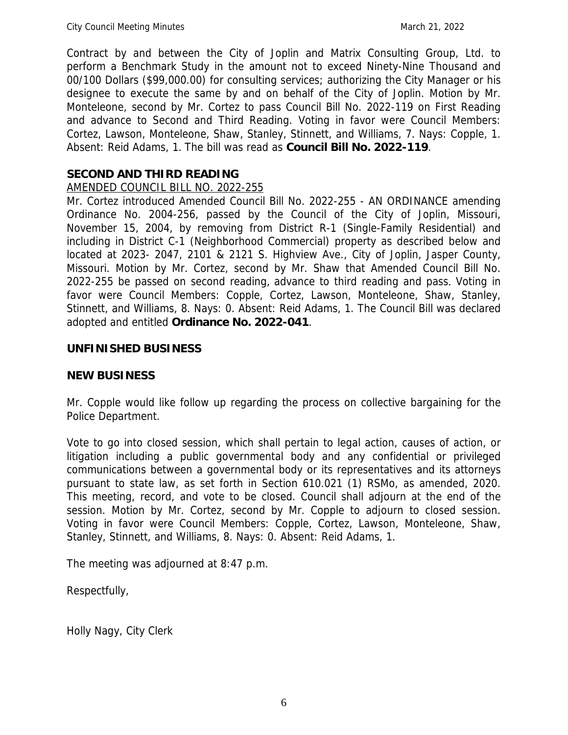Contract by and between the City of Joplin and Matrix Consulting Group, Ltd. to perform a Benchmark Study in the amount not to exceed Ninety-Nine Thousand and 00/100 Dollars ($99,000.00) for consulting services; authorizing the City Manager or his designee to execute the same by and on behalf of the City of Joplin. Motion by Mr. Monteleone, second by Mr. Cortez to pass Council Bill No. 2022-119 on First Reading and advance to Second and Third Reading. Voting in favor were Council Members: Cortez, Lawson, Monteleone, Shaw, Stanley, Stinnett, and Williams, 7. Nays: Copple, 1. Absent: Reid Adams, 1. The bill was read as **Council Bill No. 2022-119**.

## SECOND AND THIRD READING

AMENDED COUNCIL BILL NO. 2022-255

Mr. Cortez introduced Amended Council Bill No. 2022-255 - AN ORDINANCE amending Ordinance No. 2004-256, passed by the Council of the City of Joplin, Missouri, November 15, 2004, by removing from District R-1 (Single-Family Residential) and including in District C-1 (Neighborhood Commercial) property as described below and located at 2023- 2047, 2101 & 2121 S. Highview Ave., City of Joplin, Jasper County, Missouri. Motion by Mr. Cortez, second by Mr. Shaw that Amended Council Bill No. 2022-255 be passed on second reading, advance to third reading and pass. Voting in favor were Council Members: Copple, Cortez, Lawson, Monteleone, Shaw, Stanley, Stinnett, and Williams, 8. Nays: 0. Absent: Reid Adams, 1. The Council Bill was declared adopted and entitled **Ordinance No. 2022-041**.

## UNFINISHED BUSINESS

## NEW BUSINESS

Mr. Copple would like follow up regarding the process on collective bargaining for the Police Department.

Vote to go into closed session, which shall pertain to legal action, causes of action, or litigation including a public governmental body and any confidential or privileged communications between a governmental body or its representatives and its attorneys pursuant to state law, as set forth in Section 610.021 (1) RSMo, as amended, 2020. This meeting, record, and vote to be closed. Council shall adjourn at the end of the session. Motion by Mr. Cortez, second by Mr. Copple to adjourn to closed session. Voting in favor were Council Members: Copple, Cortez, Lawson, Monteleone, Shaw, Stanley, Stinnett, and Williams, 8. Nays: 0. Absent: Reid Adams, 1.

The meeting was adjourned at 8:47 p.m.

Respectfully,

Holly Nagy, City Clerk